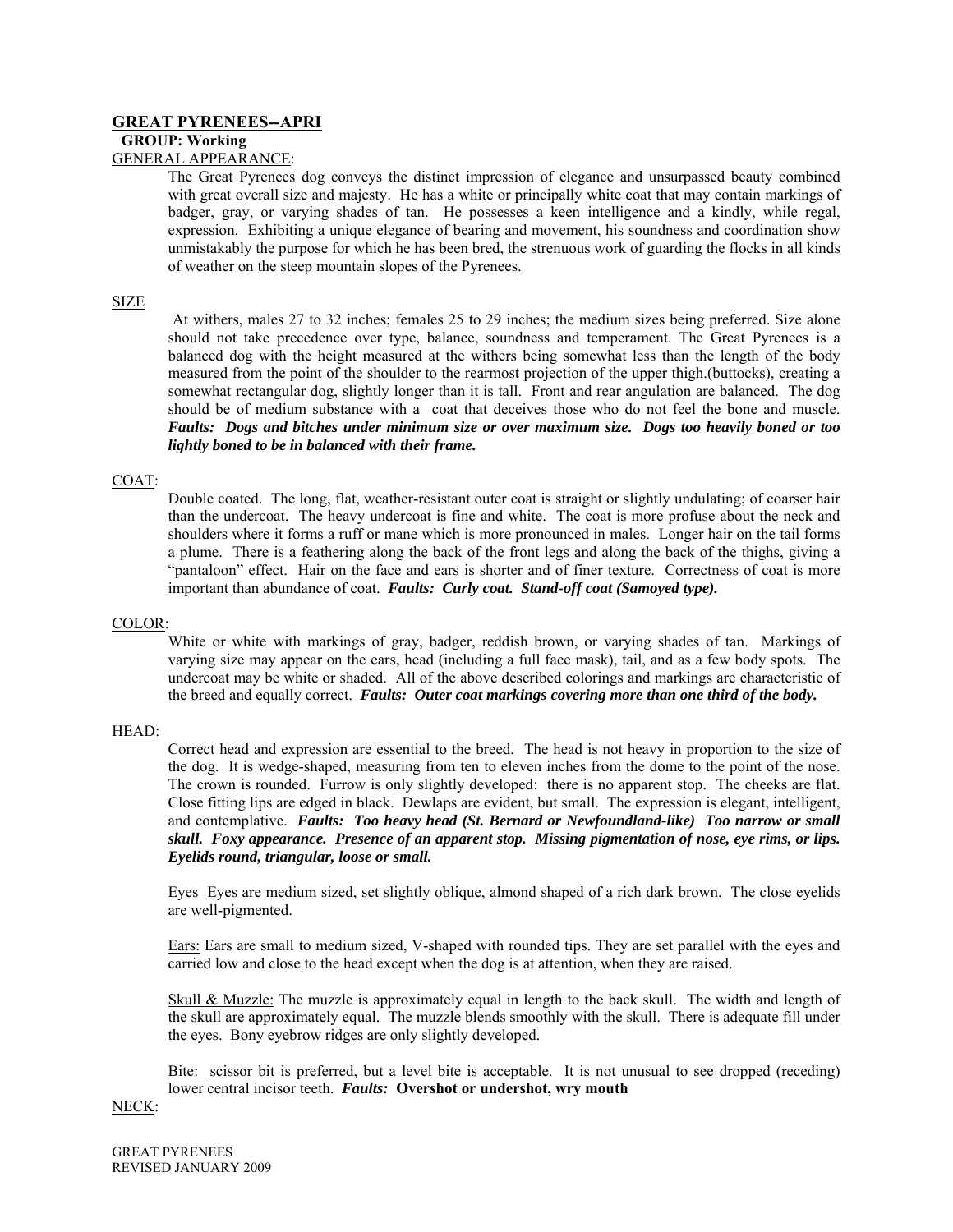## GREAT PYRENEES--APRI

**GROUP: Working**

GENERAL APPEARANCE:

The Great Pyrenees dog conveys the distinct impression of elegance and unsurpassed beauty combined with great overall size and majesty. He has a white or principally white coat that may contain markings of badger, gray, or varying shades of tan. He possesses a keen intelligence and a kindly, while regal, expression. Exhibiting a unique elegance of bearing and movement, his soundness and coordination show unmistakably the purpose for which he has been bred, the strenuous work of guarding the flocks in all kinds of weather on the steep mountain slopes of the Pyrenees.

SIZE

At withers, males 27 to 32 inches; females 25 to 29 inches; the medium sizes being preferred. Size alone should not take precedence over type, balance, soundness and temperament. The Great Pyrenees is a balanced dog with the height measured at the withers being somewhat less than the length of the body measured from the point of the shoulder to the rearmost projection of the upper thigh.(buttocks), creating a somewhat rectangular dog, slightly longer than it is tall. Front and rear angulation are balanced. The dog should be of medium substance with a coat that deceives those who do not feel the bone and muscle. ***Faults: Dogs and bitches under minimum size or over maximum size. Dogs too heavily boned or too lightly boned to be in balanced with their frame.***

COAT:

Double coated. The long, flat, weather-resistant outer coat is straight or slightly undulating; of coarser hair than the undercoat. The heavy undercoat is fine and white. The coat is more profuse about the neck and shoulders where it forms a ruff or mane which is more pronounced in males. Longer hair on the tail forms a plume. There is a feathering along the back of the front legs and along the back of the thighs, giving a "pantaloon" effect. Hair on the face and ears is shorter and of finer texture. Correctness of coat is more important than abundance of coat. ***Faults: Curly coat. Stand-off coat (Samoyed type).***

COLOR:

White or white with markings of gray, badger, reddish brown, or varying shades of tan. Markings of varying size may appear on the ears, head (including a full face mask), tail, and as a few body spots. The undercoat may be white or shaded. All of the above described colorings and markings are characteristic of the breed and equally correct. ***Faults: Outer coat markings covering more than one third of the body.***

HEAD:

Correct head and expression are essential to the breed. The head is not heavy in proportion to the size of the dog. It is wedge-shaped, measuring from ten to eleven inches from the dome to the point of the nose. The crown is rounded. Furrow is only slightly developed: there is no apparent stop. The cheeks are flat. Close fitting lips are edged in black. Dewlaps are evident, but small. The expression is elegant, intelligent, and contemplative. ***Faults: Too heavy head (St. Bernard or Newfoundland-like) Too narrow or small skull. Foxy appearance. Presence of an apparent stop. Missing pigmentation of nose, eye rims, or lips. Eyelids round, triangular, loose or small.***

Eyes Eyes are medium sized, set slightly oblique, almond shaped of a rich dark brown. The close eyelids are well-pigmented.

Ears: Ears are small to medium sized, V-shaped with rounded tips. They are set parallel with the eyes and carried low and close to the head except when the dog is at attention, when they are raised.

Skull & Muzzle: The muzzle is approximately equal in length to the back skull. The width and length of the skull are approximately equal. The muzzle blends smoothly with the skull. There is adequate fill under the eyes. Bony eyebrow ridges are only slightly developed.

Bite: scissor bit is preferred, but a level bite is acceptable. It is not unusual to see dropped (receding) lower central incisor teeth. ***Faults:*** **Overshot or undershot, wry mouth**

NECK: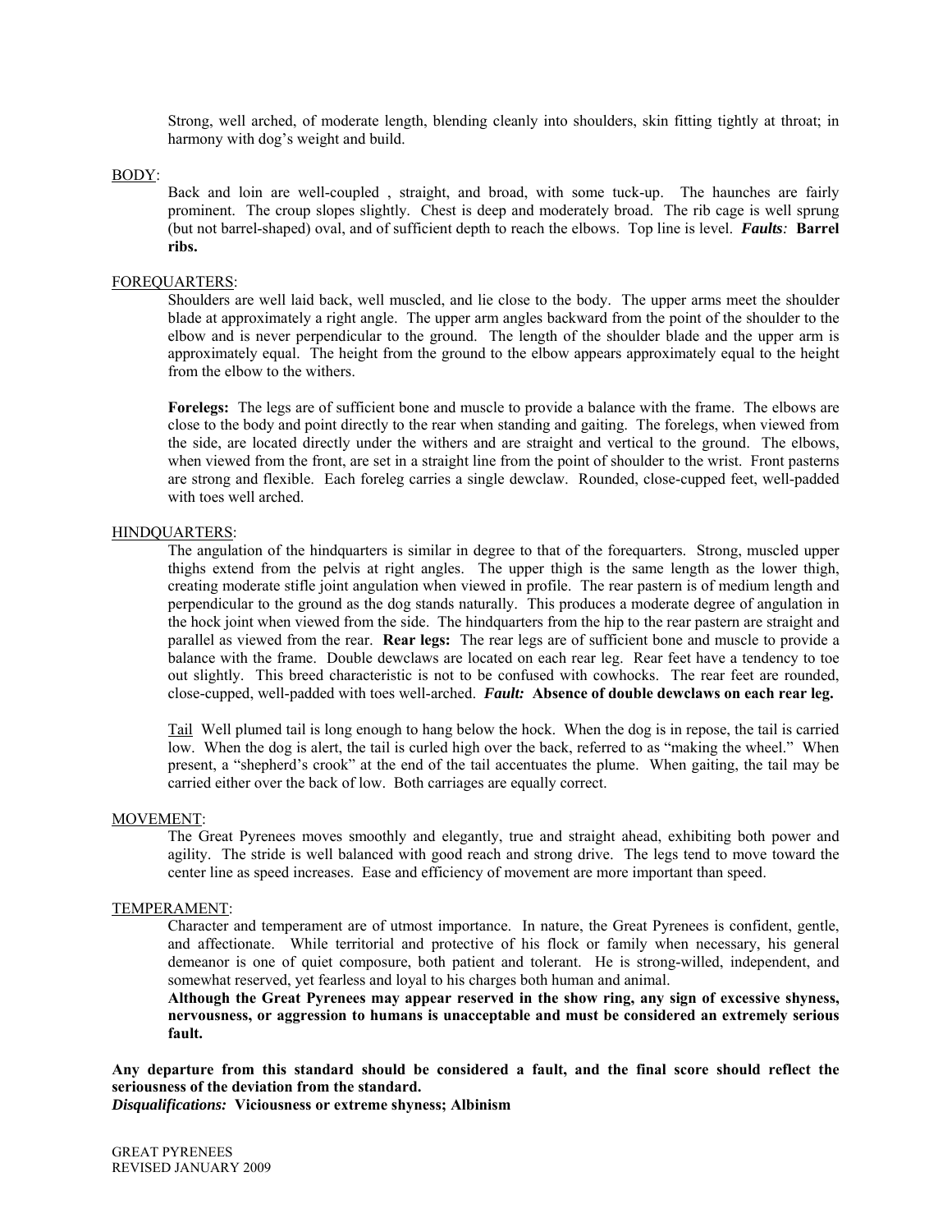Strong, well arched, of moderate length, blending cleanly into shoulders, skin fitting tightly at throat; in harmony with dog's weight and build.

BODY:

Back and loin are well-coupled , straight, and broad, with some tuck-up. The haunches are fairly prominent. The croup slopes slightly. Chest is deep and moderately broad. The rib cage is well sprung (but not barrel-shaped) oval, and of sufficient depth to reach the elbows. Top line is level. ***Faults:*** **Barrel ribs.**

FOREQUARTERS:

Shoulders are well laid back, well muscled, and lie close to the body. The upper arms meet the shoulder blade at approximately a right angle. The upper arm angles backward from the point of the shoulder to the elbow and is never perpendicular to the ground. The length of the shoulder blade and the upper arm is approximately equal. The height from the ground to the elbow appears approximately equal to the height from the elbow to the withers.

**Forelegs:** The legs are of sufficient bone and muscle to provide a balance with the frame. The elbows are close to the body and point directly to the rear when standing and gaiting. The forelegs, when viewed from the side, are located directly under the withers and are straight and vertical to the ground. The elbows, when viewed from the front, are set in a straight line from the point of shoulder to the wrist. Front pasterns are strong and flexible. Each foreleg carries a single dewclaw. Rounded, close-cupped feet, well-padded with toes well arched.

HINDQUARTERS:

The angulation of the hindquarters is similar in degree to that of the forequarters. Strong, muscled upper thighs extend from the pelvis at right angles. The upper thigh is the same length as the lower thigh, creating moderate stifle joint angulation when viewed in profile. The rear pastern is of medium length and perpendicular to the ground as the dog stands naturally. This produces a moderate degree of angulation in the hock joint when viewed from the side. The hindquarters from the hip to the rear pastern are straight and parallel as viewed from the rear. **Rear legs:** The rear legs are of sufficient bone and muscle to provide a balance with the frame. Double dewclaws are located on each rear leg. Rear feet have a tendency to toe out slightly. This breed characteristic is not to be confused with cowhocks. The rear feet are rounded, close-cupped, well-padded with toes well-arched. ***Fault:*** **Absence of double dewclaws on each rear leg.**

Tail Well plumed tail is long enough to hang below the hock. When the dog is in repose, the tail is carried low. When the dog is alert, the tail is curled high over the back, referred to as "making the wheel." When present, a "shepherd's crook" at the end of the tail accentuates the plume. When gaiting, the tail may be carried either over the back of low. Both carriages are equally correct.

MOVEMENT:

The Great Pyrenees moves smoothly and elegantly, true and straight ahead, exhibiting both power and agility. The stride is well balanced with good reach and strong drive. The legs tend to move toward the center line as speed increases. Ease and efficiency of movement are more important than speed.

TEMPERAMENT:

Character and temperament are of utmost importance. In nature, the Great Pyrenees is confident, gentle, and affectionate. While territorial and protective of his flock or family when necessary, his general demeanor is one of quiet composure, both patient and tolerant. He is strong-willed, independent, and somewhat reserved, yet fearless and loyal to his charges both human and animal.

**Although the Great Pyrenees may appear reserved in the show ring, any sign of excessive shyness, nervousness, or aggression to humans is unacceptable and must be considered an extremely serious fault.**

**Any departure from this standard should be considered a fault, and the final score should reflect the seriousness of the deviation from the standard.**

***Disqualifications:*** **Viciousness or extreme shyness; Albinism**

GREAT PYRENEES
REVISED JANUARY 2009